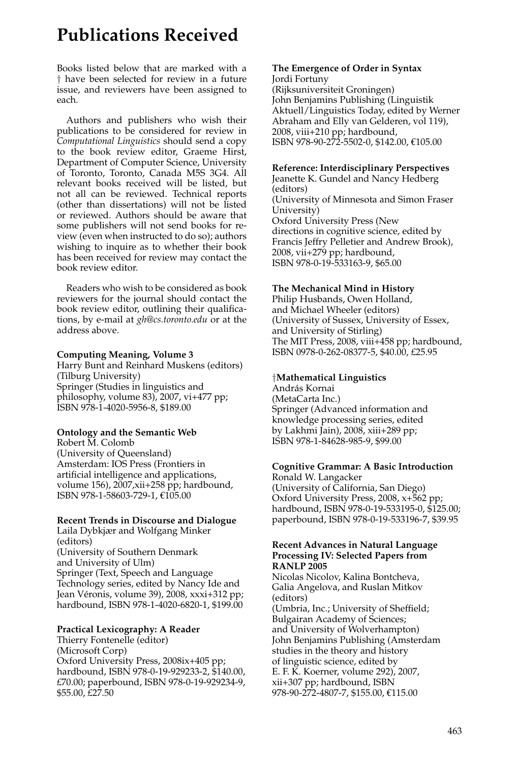# Publications Received

Books listed below that are marked with a † have been selected for review in a future issue, and reviewers have been assigned to each.

Authors and publishers who wish their publications to be considered for review in *Computational Linguistics* should send a copy to the book review editor, Graeme Hirst, Department of Computer Science, University of Toronto, Toronto, Canada M5S 3G4. All relevant books received will be listed, but not all can be reviewed. Technical reports (other than dissertations) will not be listed or reviewed. Authors should be aware that some publishers will not send books for review (even when instructed to do so); authors wishing to inquire as to whether their book has been received for review may contact the book review editor.

Readers who wish to be considered as book reviewers for the journal should contact the book review editor, outlining their qualifications, by e-mail at *gh@cs.toronto.edu* or at the address above.

**Computing Meaning, Volume 3**
Harry Bunt and Reinhard Muskens (editors)
(Tilburg University)
Springer (Studies in linguistics and philosophy, volume 83), 2007, vi+477 pp; ISBN 978-1-4020-5956-8, $189.00

**Ontology and the Semantic Web**
Robert M. Colomb
(University of Queensland)
Amsterdam: IOS Press (Frontiers in artificial intelligence and applications, volume 156), 2007,xii+258 pp; hardbound, ISBN 978-1-58603-729-1, €105.00

**Recent Trends in Discourse and Dialogue**
Laila Dybkjær and Wolfgang Minker (editors)
(University of Southern Denmark and University of Ulm)
Springer (Text, Speech and Language Technology series, edited by Nancy Ide and Jean Véronis, volume 39), 2008, xxxi+312 pp; hardbound, ISBN 978-1-4020-6820-1, $199.00

**Practical Lexicography: A Reader**
Thierry Fontenelle (editor)
(Microsoft Corp)
Oxford University Press, 2008ix+405 pp; hardbound, ISBN 978-0-19-929233-2, $140.00, £70.00; paperbound, ISBN 978-0-19-929234-9, $55.00, £27.50

**The Emergence of Order in Syntax**
Jordi Fortuny
(Rijksuniversiteit Groningen)
John Benjamins Publishing (Linguistik Aktuell/Linguistics Today, edited by Werner Abraham and Elly van Gelderen, vol 119), 2008, viii+210 pp; hardbound, ISBN 978-90-272-5502-0, $142.00, €105.00

**Reference: Interdisciplinary Perspectives**
Jeanette K. Gundel and Nancy Hedberg (editors)
(University of Minnesota and Simon Fraser University)
Oxford University Press (New directions in cognitive science, edited by Francis Jeffry Pelletier and Andrew Brook), 2008, vii+279 pp; hardbound, ISBN 978-0-19-533163-9, $65.00

**The Mechanical Mind in History**
Philip Husbands, Owen Holland, and Michael Wheeler (editors)
(University of Sussex, University of Essex, and University of Stirling)
The MIT Press, 2008, viii+458 pp; hardbound, ISBN 0978-0-262-08377-5, $40.00, £25.95

†**Mathematical Linguistics**
András Kornai
(MetaCarta Inc.)
Springer (Advanced information and knowledge processing series, edited by Lakhmi Jain), 2008, xiii+289 pp; ISBN 978-1-84628-985-9, $99.00

**Cognitive Grammar: A Basic Introduction**
Ronald W. Langacker
(University of California, San Diego)
Oxford University Press, 2008, x+562 pp; hardbound, ISBN 978-0-19-533195-0, $125.00; paperbound, ISBN 978-0-19-533196-7, $39.95

**Recent Advances in Natural Language Processing IV: Selected Papers from RANLP 2005**
Nicolas Nicolov, Kalina Bontcheva, Galia Angelova, and Ruslan Mitkov (editors)
(Umbria, Inc.; University of Sheffield; Bulgairan Academy of Sciences; and University of Wolverhampton)
John Benjamins Publishing (Amsterdam studies in the theory and history of linguistic science, edited by E. F. K. Koerner, volume 292), 2007, xii+307 pp; hardbound, ISBN 978-90-272-4807-7, $155.00, €115.00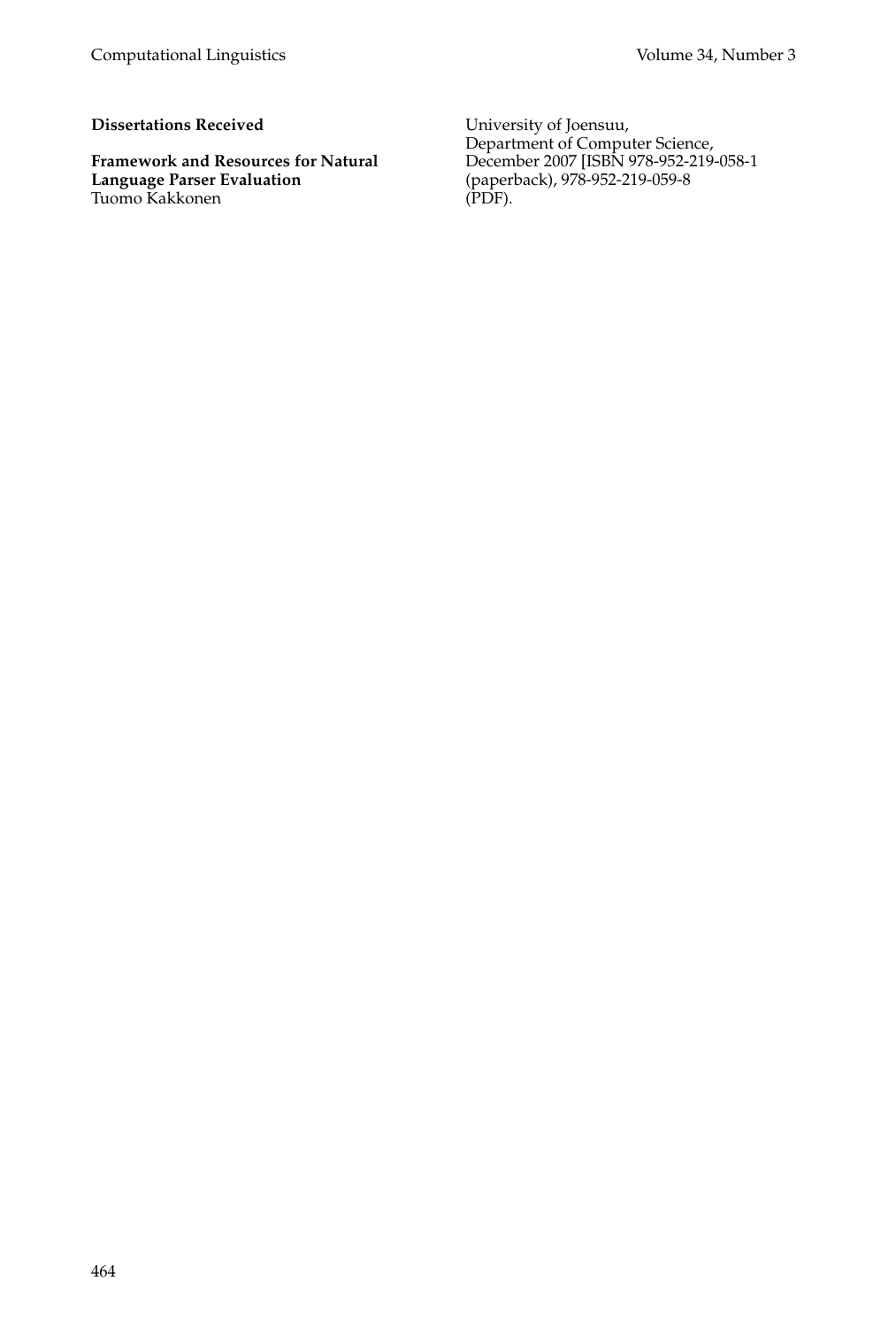**Dissertations Received**

**Framework and Resources for Natural Language Parser Evaluation**
Tuomo Kakkonen

University of Joensuu, Department of Computer Science, December 2007 [ISBN 978-952-219-058-1 (paperback), 978-952-219-059-8 (PDF).